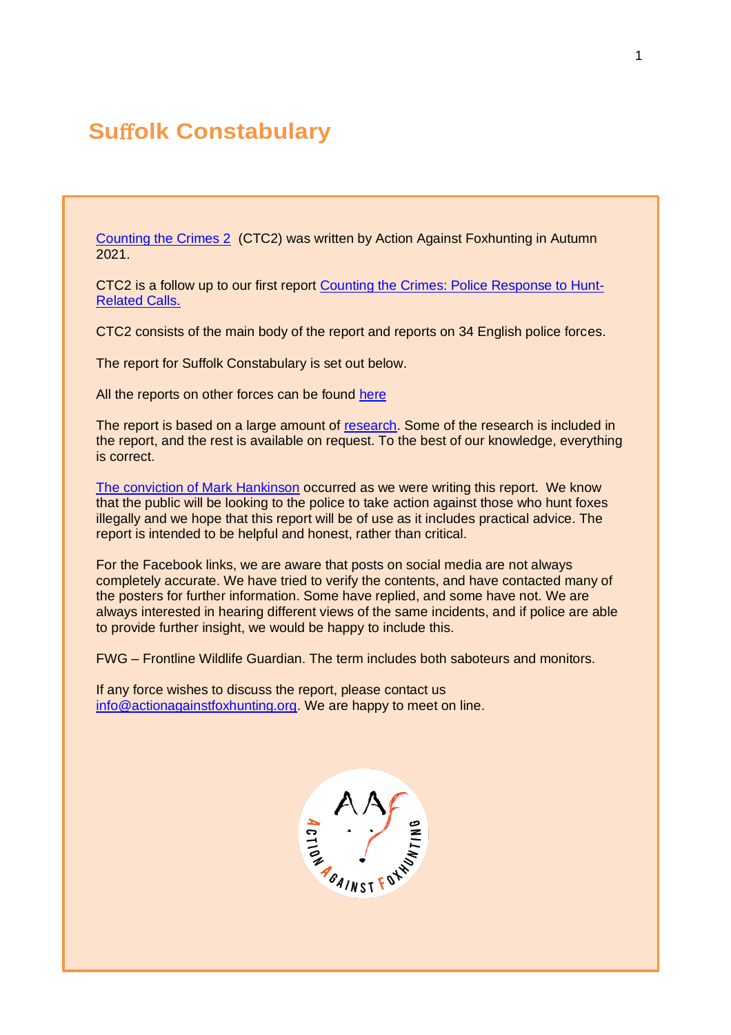# Suffolk Constabulary

Counting the Crimes 2 (CTC2) was written by Action Against Foxhunting in Autumn 2021.

CTC2 is a follow up to our first report Counting the Crimes: Police Response to Hunt-Related Calls.

CTC2 consists of the main body of the report and reports on 34 English police forces.

The report for Suffolk Constabulary is set out below.

All the reports on other forces can be found here

The report is based on a large amount of research. Some of the research is included in the report, and the rest is available on request. To the best of our knowledge, everything is correct.

The conviction of Mark Hankinson occurred as we were writing this report. We know that the public will be looking to the police to take action against those who hunt foxes illegally and we hope that this report will be of use as it includes practical advice. The report is intended to be helpful and honest, rather than critical.

For the Facebook links, we are aware that posts on social media are not always completely accurate. We have tried to verify the contents, and have contacted many of the posters for further information. Some have replied, and some have not. We are always interested in hearing different views of the same incidents, and if police are able to provide further insight, we would be happy to include this.

FWG – Frontline Wildlife Guardian. The term includes both saboteurs and monitors.

If any force wishes to discuss the report, please contact us info@actionagainstfoxhunting.org. We are happy to meet on line.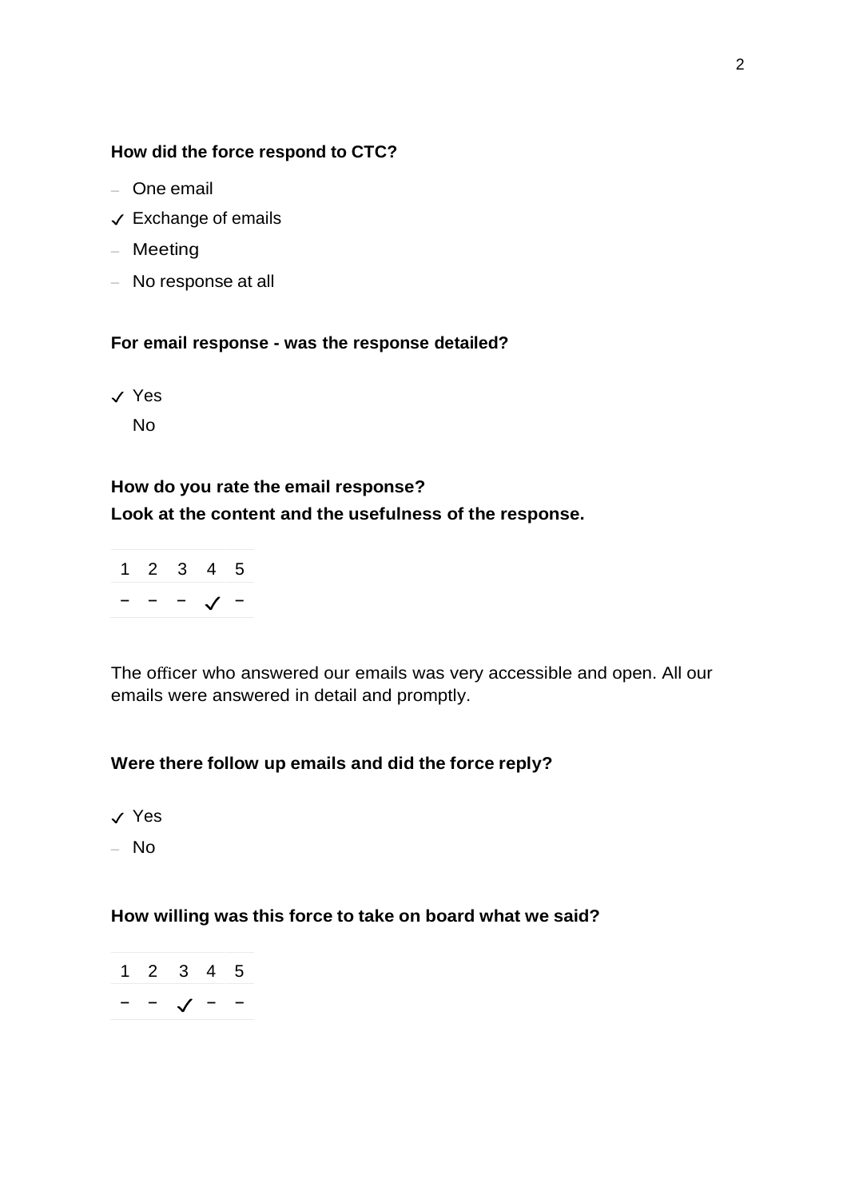**How did the force respond to CTC?**

- – One email
- ✓ Exchange of emails
- – Meeting
- – No response at all

**For email response - was the response detailed?**

- ✓ Yes
- No

**How do you rate the email response?**
**Look at the content and the usefulness of the response.**

| 1 | 2 | 3 | 4 | 5 |
|---|---|---|---|---|
| – | – | – | ✓ | – |

The officer who answered our emails was very accessible and open. All our emails were answered in detail and promptly.

**Were there follow up emails and did the force reply?**

- ✓ Yes
- – No

**How willing was this force to take on board what we said?**

| 1 | 2 | 3 | 4 | 5 |
|---|---|---|---|---|
| – | – | ✓ | – | – |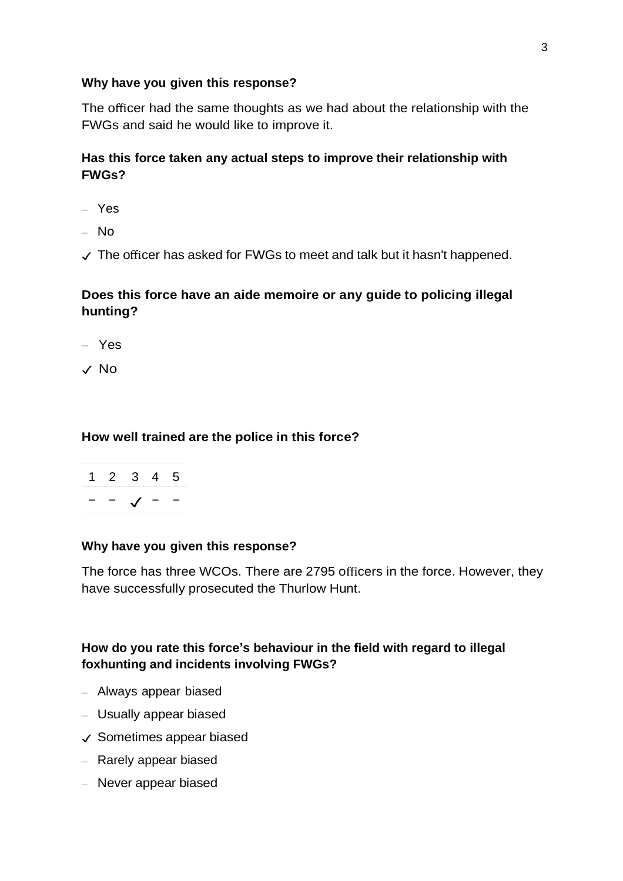**Why have you given this response?**

The officer had the same thoughts as we had about the relationship with the FWGs and said he would like to improve it.

**Has this force taken any actual steps to improve their relationship with FWGs?**

– Yes

– No

✓ The officer has asked for FWGs to meet and talk but it hasn't happened.

**Does this force have an aide memoire or any guide to policing illegal hunting?**

– Yes

✓ No

**How well trained are the police in this force?**

| 1 | 2 | 3 | 4 | 5 |
|---|---|---|---|---|
| – | – | ✓ | – | – |

**Why have you given this response?**

The force has three WCOs. There are 2795 officers in the force. However, they have successfully prosecuted the Thurlow Hunt.

**How do you rate this force's behaviour in the field with regard to illegal foxhunting and incidents involving FWGs?**

– Always appear biased

– Usually appear biased

✓ Sometimes appear biased

– Rarely appear biased

– Never appear biased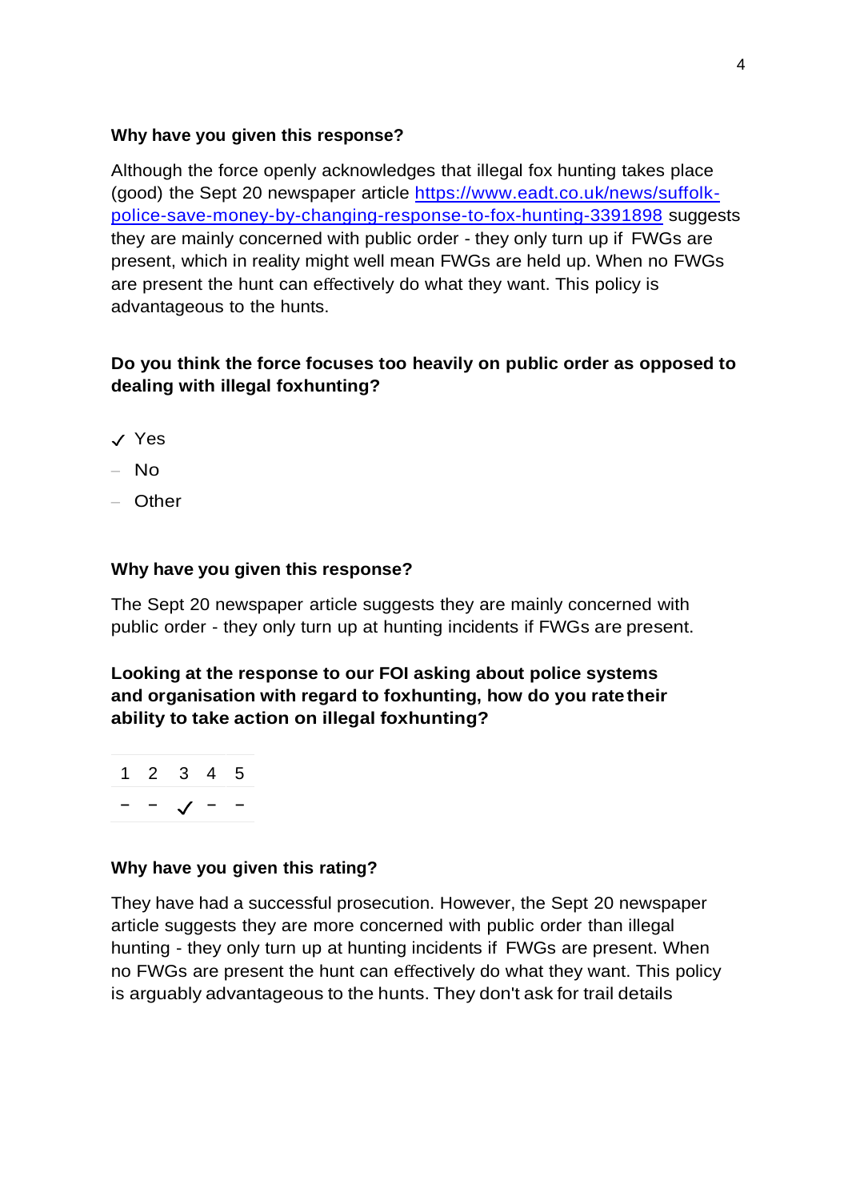**Why have you given this response?**

Although the force openly acknowledges that illegal fox hunting takes place (good) the Sept 20 newspaper article [https://www.eadt.co.uk/news/suffolk-police-save-money-by-changing-response-to-fox-hunting-3391898](https://www.eadt.co.uk/news/suffolk-police-save-money-by-changing-response-to-fox-hunting-3391898) suggests they are mainly concerned with public order - they only turn up if FWGs are present, which in reality might well mean FWGs are held up. When no FWGs are present the hunt can effectively do what they want. This policy is advantageous to the hunts.

**Do you think the force focuses too heavily on public order as opposed to dealing with illegal foxhunting?**

- ✓ Yes
- – No
- – Other

**Why have you given this response?**

The Sept 20 newspaper article suggests they are mainly concerned with public order - they only turn up at hunting incidents if FWGs are present.

**Looking at the response to our FOI asking about police systems and organisation with regard to foxhunting, how do you rate their ability to take action on illegal foxhunting?**

| 1 | 2 | 3 | 4 | 5 |
|---|---|---|---|---|
| – | – | ✓ | – | – |

**Why have you given this rating?**

They have had a successful prosecution. However, the Sept 20 newspaper article suggests they are more concerned with public order than illegal hunting - they only turn up at hunting incidents if FWGs are present. When no FWGs are present the hunt can effectively do what they want. This policy is arguably advantageous to the hunts. They don't ask for trail details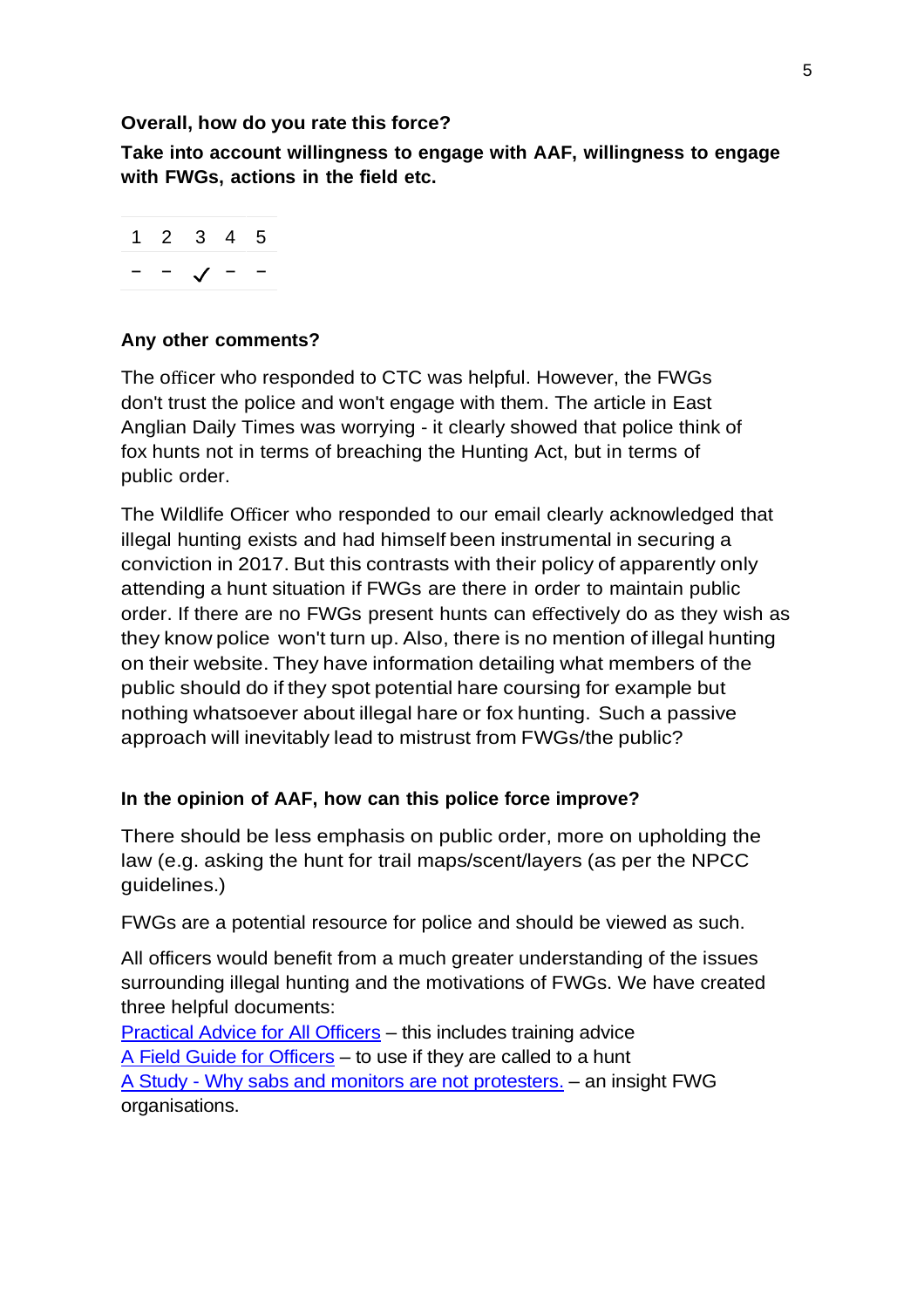**Overall, how do you rate this force?**

**Take into account willingness to engage with AAF, willingness to engage with FWGs, actions in the field etc.**

| 1 | 2 | 3 | 4 | 5 |
|---|---|---|---|---|
| – | – | ✓ | – | – |

**Any other comments?**

The officer who responded to CTC was helpful. However, the FWGs don't trust the police and won't engage with them. The article in East Anglian Daily Times was worrying - it clearly showed that police think of fox hunts not in terms of breaching the Hunting Act, but in terms of public order.

The Wildlife Officer who responded to our email clearly acknowledged that illegal hunting exists and had himself been instrumental in securing a conviction in 2017. But this contrasts with their policy of apparently only attending a hunt situation if FWGs are there in order to maintain public order. If there are no FWGs present hunts can effectively do as they wish as they know police won't turn up. Also, there is no mention of illegal hunting on their website. They have information detailing what members of the public should do if they spot potential hare coursing for example but nothing whatsoever about illegal hare or fox hunting. Such a passive approach will inevitably lead to mistrust from FWGs/the public?

**In the opinion of AAF, how can this police force improve?**

There should be less emphasis on public order, more on upholding the law (e.g. asking the hunt for trail maps/scent/layers (as per the NPCC guidelines.)

FWGs are a potential resource for police and should be viewed as such.

All officers would benefit from a much greater understanding of the issues surrounding illegal hunting and the motivations of FWGs. We have created three helpful documents:
Practical Advice for All Officers – this includes training advice
A Field Guide for Officers – to use if they are called to a hunt
A Study - Why sabs and monitors are not protesters. – an insight FWG organisations.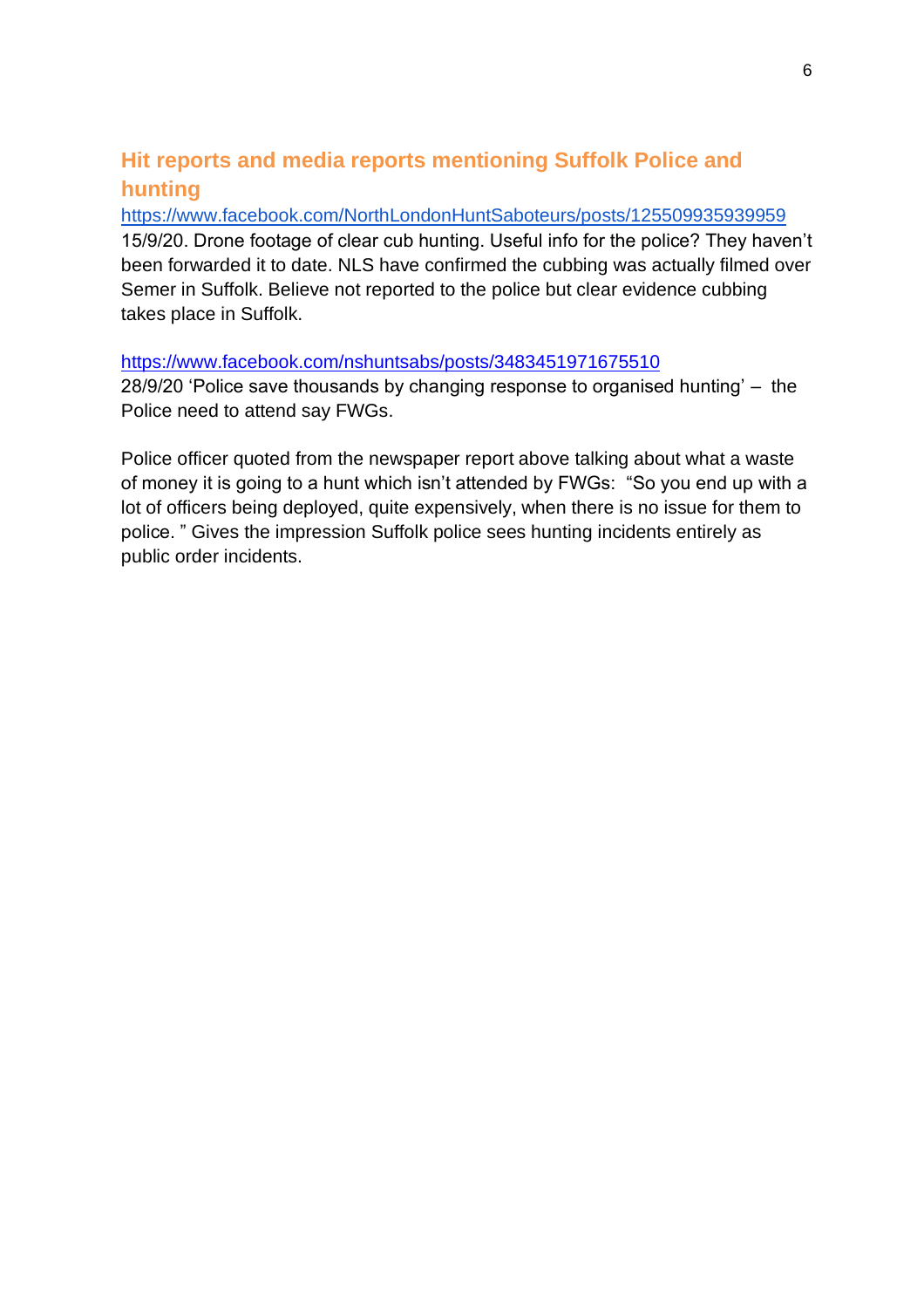## Hit reports and media reports mentioning Suffolk Police and hunting

https://www.facebook.com/NorthLondonHuntSaboteurs/posts/125509935939959
15/9/20. Drone footage of clear cub hunting. Useful info for the police? They haven't been forwarded it to date. NLS have confirmed the cubbing was actually filmed over Semer in Suffolk. Believe not reported to the police but clear evidence cubbing takes place in Suffolk.

https://www.facebook.com/nshuntsabs/posts/3483451971675510
28/9/20 'Police save thousands by changing response to organised hunting' – the Police need to attend say FWGs.

Police officer quoted from the newspaper report above talking about what a waste of money it is going to a hunt which isn't attended by FWGs: "So you end up with a lot of officers being deployed, quite expensively, when there is no issue for them to police. " Gives the impression Suffolk police sees hunting incidents entirely as public order incidents.